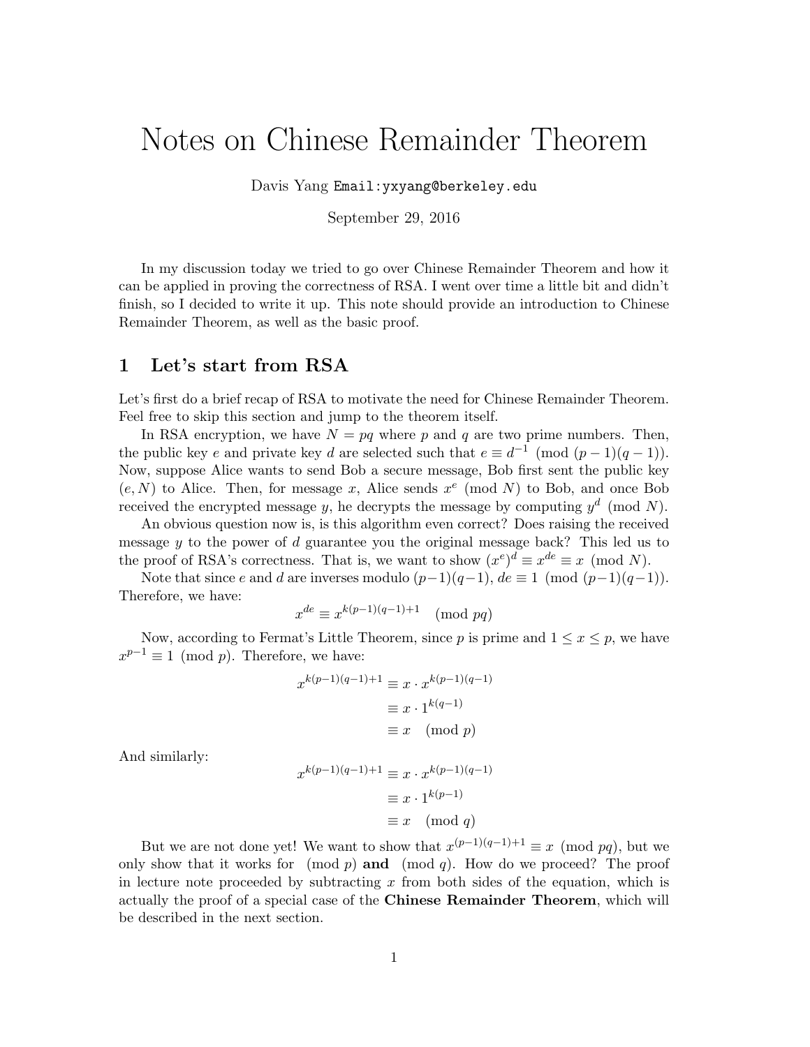# Notes on Chinese Remainder Theorem

Davis Yang `Email:yxyang@berkeley.edu`

September 29, 2016

In my discussion today we tried to go over Chinese Remainder Theorem and how it can be applied in proving the correctness of RSA. I went over time a little bit and didn't finish, so I decided to write it up. This note should provide an introduction to Chinese Remainder Theorem, as well as the basic proof.

## 1 Let's start from RSA

Let's first do a brief recap of RSA to motivate the need for Chinese Remainder Theorem. Feel free to skip this section and jump to the theorem itself.

In RSA encryption, we have $N = pq$ where $p$ and $q$ are two prime numbers. Then, the public key $e$ and private key $d$ are selected such that $e \equiv d^{-1} \pmod{(p-1)(q-1)}$. Now, suppose Alice wants to send Bob a secure message, Bob first sent the public key $(e, N)$ to Alice. Then, for message $x$, Alice sends $x^e \pmod N$ to Bob, and once Bob received the encrypted message $y$, he decrypts the message by computing $y^d \pmod N$.

An obvious question now is, is this algorithm even correct? Does raising the received message $y$ to the power of $d$ guarantee you the original message back? This led us to the proof of RSA's correctness. That is, we want to show $(x^e)^d \equiv x^{de} \equiv x \pmod N$.

Note that since $e$ and $d$ are inverses modulo $(p-1)(q-1)$, $de \equiv 1 \pmod{(p-1)(q-1)}$. Therefore, we have:

$$x^{de} \equiv x^{k(p-1)(q-1)+1} \pmod{pq}$$

Now, according to Fermat's Little Theorem, since $p$ is prime and $1 \leq x \leq p$, we have $x^{p-1} \equiv 1 \pmod p$. Therefore, we have:

$$\begin{aligned} x^{k(p-1)(q-1)+1} &\equiv x \cdot x^{k(p-1)(q-1)} \\ &\equiv x \cdot 1^{k(q-1)} \\ &\equiv x \pmod p \end{aligned}$$

And similarly:

$$\begin{aligned} x^{k(p-1)(q-1)+1} &\equiv x \cdot x^{k(p-1)(q-1)} \\ &\equiv x \cdot 1^{k(p-1)} \\ &\equiv x \pmod q \end{aligned}$$

But we are not done yet! We want to show that $x^{(p-1)(q-1)+1} \equiv x \pmod{pq}$, but we only show that it works for $\pmod p$ **and** $\pmod q$. How do we proceed? The proof in lecture note proceeded by subtracting $x$ from both sides of the equation, which is actually the proof of a special case of the **Chinese Remainder Theorem**, which will be described in the next section.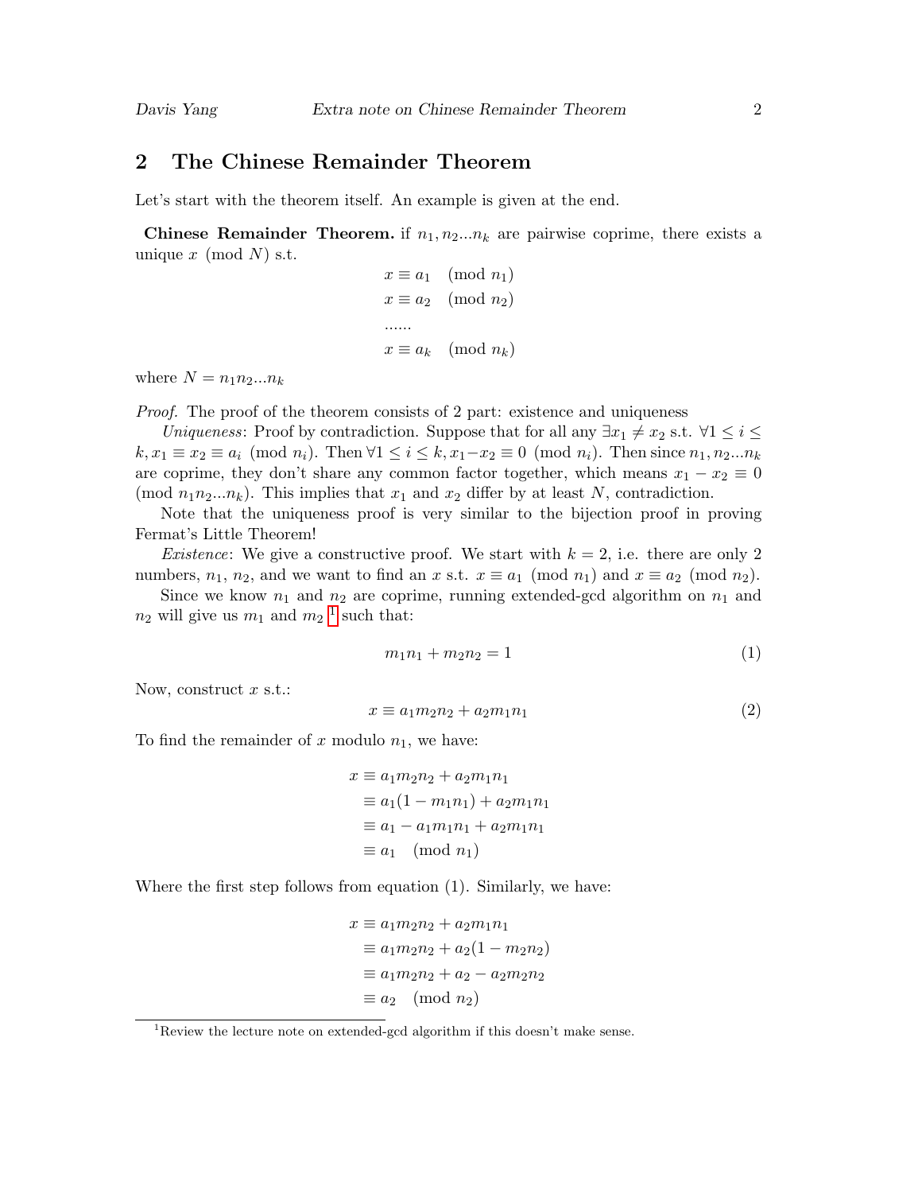## 2 The Chinese Remainder Theorem

Let's start with the theorem itself. An example is given at the end.

**Chinese Remainder Theorem.** if $n_1, n_2...n_k$ are pairwise coprime, there exists a unique $x \pmod{N}$ s.t.

$$
\begin{aligned}
x &\equiv a_1 \pmod{n_1} \\
x &\equiv a_2 \pmod{n_2} \\
&...... \\
x &\equiv a_k \pmod{n_k}
\end{aligned}
$$

where $N = n_1 n_2 ... n_k$

*Proof.* The proof of the theorem consists of 2 part: existence and uniqueness

*Uniqueness*: Proof by contradiction. Suppose that for all any $\exists x_1 \neq x_2$ s.t. $\forall 1 \leq i \leq k, x_1 \equiv x_2 \equiv a_i \pmod{n_i}$. Then $\forall 1 \leq i \leq k, x_1 - x_2 \equiv 0 \pmod{n_i}$. Then since $n_1, n_2...n_k$ are coprime, they don't share any common factor together, which means $x_1 - x_2 \equiv 0 \pmod{n_1 n_2 ... n_k}$. This implies that $x_1$ and $x_2$ differ by at least $N$, contradiction.

Note that the uniqueness proof is very similar to the bijection proof in proving Fermat's Little Theorem!

*Existence*: We give a constructive proof. We start with $k = 2$, i.e. there are only 2 numbers, $n_1$, $n_2$, and we want to find an $x$ s.t. $x \equiv a_1 \pmod{n_1}$ and $x \equiv a_2 \pmod{n_2}$.

Since we know $n_1$ and $n_2$ are coprime, running extended-gcd algorithm on $n_1$ and $n_2$ will give us $m_1$ and $m_2$ [1] such that:

$$m_1 n_1 + m_2 n_2 = 1 \tag{1}$$

Now, construct $x$ s.t.:

$$x \equiv a_1 m_2 n_2 + a_2 m_1 n_1 \tag{2}$$

To find the remainder of $x$ modulo $n_1$, we have:

$$
\begin{aligned}
x &\equiv a_1 m_2 n_2 + a_2 m_1 n_1 \\
&\equiv a_1(1 - m_1 n_1) + a_2 m_1 n_1 \\
&\equiv a_1 - a_1 m_1 n_1 + a_2 m_1 n_1 \\
&\equiv a_1 \pmod{n_1}
\end{aligned}
$$

Where the first step follows from equation (1). Similarly, we have:

$$
\begin{aligned}
x &\equiv a_1 m_2 n_2 + a_2 m_1 n_1 \\
&\equiv a_1 m_2 n_2 + a_2(1 - m_2 n_2) \\
&\equiv a_1 m_2 n_2 + a_2 - a_2 m_2 n_2 \\
&\equiv a_2 \pmod{n_2}
\end{aligned}
$$

[1] Review the lecture note on extended-gcd algorithm if this doesn't make sense.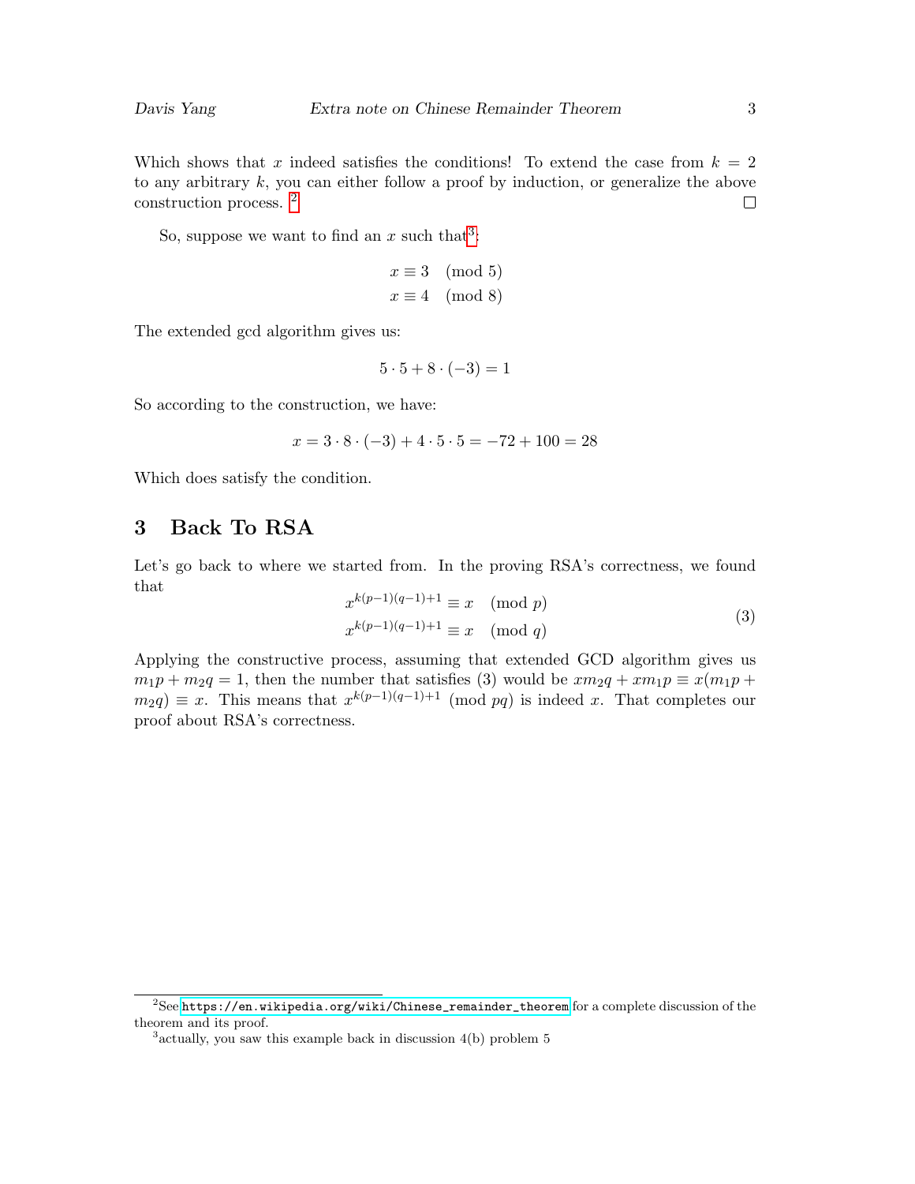Which shows that $x$ indeed satisfies the conditions! To extend the case from $k = 2$ to any arbitrary $k$, you can either follow a proof by induction, or generalize the above construction process. [2] □

So, suppose we want to find an $x$ such that[3]:

$$\begin{aligned} x &\equiv 3 \pmod 5 \\ x &\equiv 4 \pmod 8 \end{aligned}$$

The extended gcd algorithm gives us:

$$5 \cdot 5 + 8 \cdot (-3) = 1$$

So according to the construction, we have:

$$x = 3 \cdot 8 \cdot (-3) + 4 \cdot 5 \cdot 5 = -72 + 100 = 28$$

Which does satisfy the condition.

## 3 Back To RSA

Let's go back to where we started from. In the proving RSA's correctness, we found that

$$\begin{aligned} x^{k(p-1)(q-1)+1} &\equiv x \pmod p \\ x^{k(p-1)(q-1)+1} &\equiv x \pmod q \end{aligned} \tag{3}$$

Applying the constructive process, assuming that extended GCD algorithm gives us $m_1 p + m_2 q = 1$, then the number that satisfies (3) would be $xm_2q + xm_1p \equiv x(m_1p + m_2q) \equiv x$. This means that $x^{k(p-1)(q-1)+1} \pmod{pq}$ is indeed $x$. That completes our proof about RSA's correctness.

---

[2] See https://en.wikipedia.org/wiki/Chinese_remainder_theorem for a complete discussion of the theorem and its proof.

[3] actually, you saw this example back in discussion 4(b) problem 5